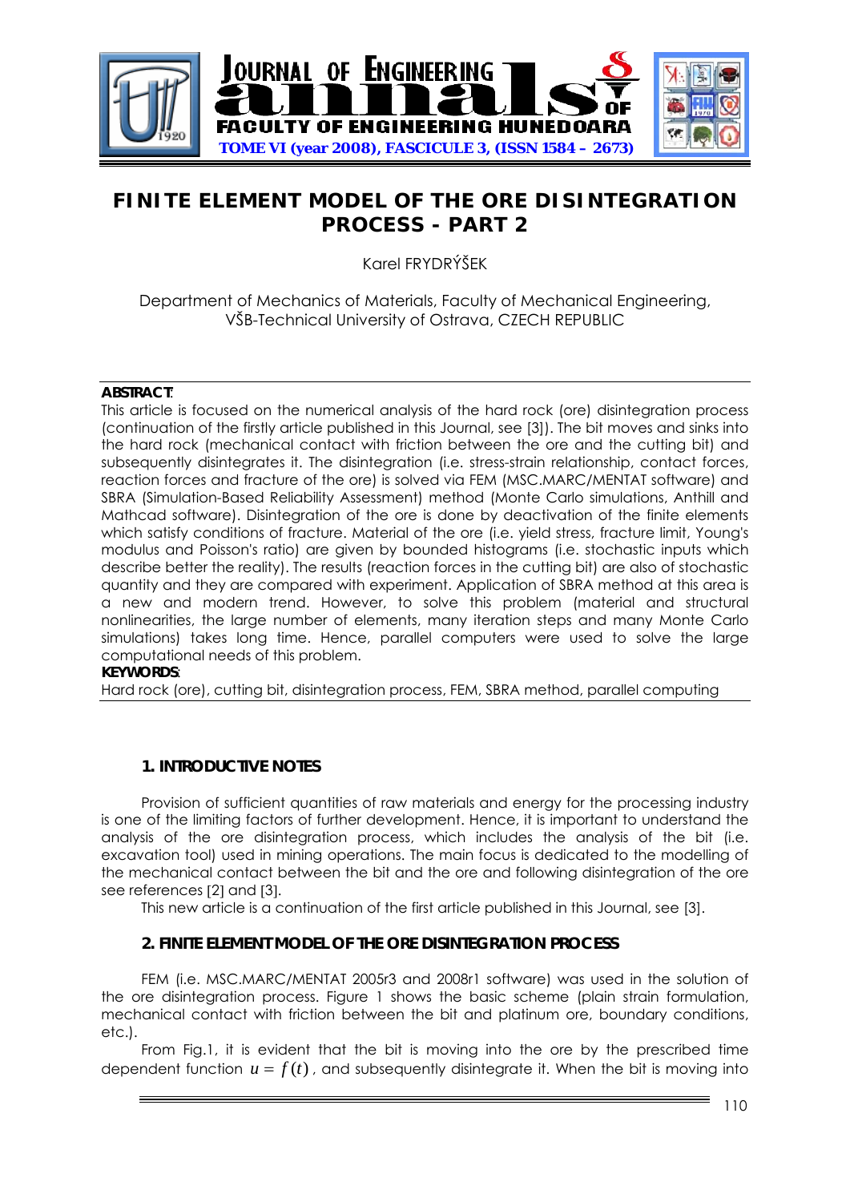# FINITE ELEMENT MODEL OF THE ORE DISINTEGRATION PROCESS - PART 2

Karel FRYDRÝŠEK

Department of Mechanics of Materials, Faculty of Mechanical Engineering, VŠB-Technical University of Ostrava, CZECH REPUBLIC

**ABSTRACT**:

This article is focused on the numerical analysis of the hard rock (ore) disintegration process (continuation of the firstly article published in this Journal, see [3]). The bit moves and sinks into the hard rock (mechanical contact with friction between the ore and the cutting bit) and subsequently disintegrates it. The disintegration (i.e. stress-strain relationship, contact forces, reaction forces and fracture of the ore) is solved via FEM (MSC.MARC/MENTAT software) and SBRA (Simulation-Based Reliability Assessment) method (Monte Carlo simulations, Anthill and Mathcad software). Disintegration of the ore is done by deactivation of the finite elements which satisfy conditions of fracture. Material of the ore (i.e. yield stress, fracture limit, Young's modulus and Poisson's ratio) are given by bounded histograms (i.e. stochastic inputs which describe better the reality). The results (reaction forces in the cutting bit) are also of stochastic quantity and they are compared with experiment. Application of SBRA method at this area is a new and modern trend. However, to solve this problem (material and structural nonlinearities, the large number of elements, many iteration steps and many Monte Carlo simulations) takes long time. Hence, parallel computers were used to solve the large computational needs of this problem.

**KEYWORDS**:

Hard rock (ore), cutting bit, disintegration process, FEM, SBRA method, parallel computing

## 1. INTRODUCTIVE NOTES

Provision of sufficient quantities of raw materials and energy for the processing industry is one of the limiting factors of further development. Hence, it is important to understand the analysis of the ore disintegration process, which includes the analysis of the bit (i.e. excavation tool) used in mining operations. The main focus is dedicated to the modelling of the mechanical contact between the bit and the ore and following disintegration of the ore see references [2] and [3].

This new article is a continuation of the first article published in this Journal, see [3].

## 2. FINITE ELEMENT MODEL OF THE ORE DISINTEGRATION PROCESS

FEM (i.e. MSC.MARC/MENTAT 2005r3 and 2008r1 software) was used in the solution of the ore disintegration process. Figure 1 shows the basic scheme (plain strain formulation, mechanical contact with friction between the bit and platinum ore, boundary conditions, etc.).

From Fig.1, it is evident that the bit is moving into the ore by the prescribed time dependent function $u = f(t)$, and subsequently disintegrate it. When the bit is moving into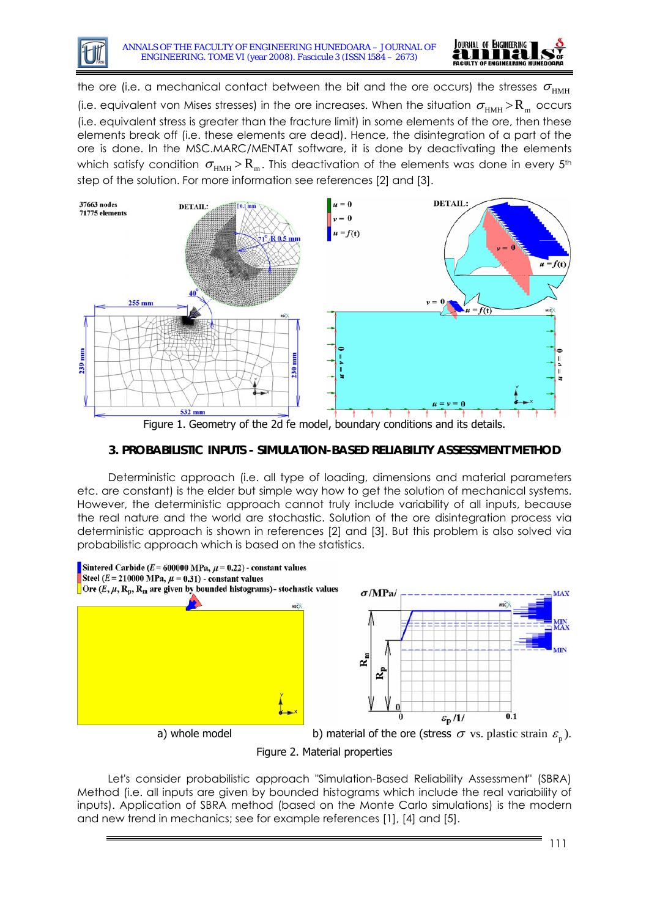the ore (i.e. a mechanical contact between the bit and the ore occurs) the stresses $\sigma_{HMH}$ (i.e. equivalent von Mises stresses) in the ore increases. When the situation $\sigma_{HMH} > R_m$ occurs (i.e. equivalent stress is greater than the fracture limit) in some elements of the ore, then these elements break off (i.e. these elements are dead). Hence, the disintegration of a part of the ore is done. In the MSC.MARC/MENTAT software, it is done by deactivating the elements which satisfy condition $\sigma_{HMH} > R_m$. This deactivation of the elements was done in every 5[th] step of the solution. For more information see references [2] and [3].

Figure 1. Geometry of the 2d fe model, boundary conditions and its details.

## 3. PROBABILISTIC INPUTS - SIMULATION-BASED RELIABILITY ASSESSMENT METHOD

Deterministic approach (i.e. all type of loading, dimensions and material parameters etc. are constant) is the elder but simple way how to get the solution of mechanical systems. However, the deterministic approach cannot truly include variability of all inputs, because the real nature and the world are stochastic. Solution of the ore disintegration process via deterministic approach is shown in references [2] and [3]. But this problem is also solved via probabilistic approach which is based on the statistics.

a) whole model

b) material of the ore (stress $\sigma$ vs. plastic strain $\varepsilon_p$).

Figure 2. Material properties

Let's consider probabilistic approach "Simulation-Based Reliability Assessment" (SBRA) Method (i.e. all inputs are given by bounded histograms which include the real variability of inputs). Application of SBRA method (based on the Monte Carlo simulations) is the modern and new trend in mechanics; see for example references [1], [4] and [5].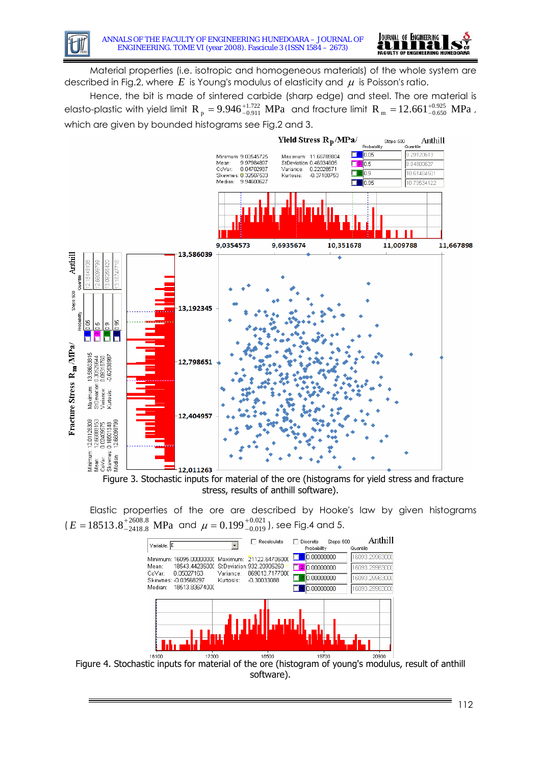Material properties (i.e. isotropic and homogeneous materials) of the whole system are described in Fig.2, where $E$ is Young's modulus of elasticity and $\mu$ is Poisson's ratio.

Hence, the bit is made of sintered carbide (sharp edge) and steel. The ore material is elasto-plastic with yield limit $R_p = 9.946^{+1.722}_{-0.911}$ MPa and fracture limit $R_m = 12.661^{+0.925}_{-0.650}$ MPa, which are given by bounded histograms see Fig.2 and 3.

Figure 3. Stochastic inputs for material of the ore (histograms for yield stress and fracture stress, results of anthill software).

Elastic properties of the ore are described by Hooke's law by given histograms ($E = 18513.8^{+2608.8}_{-2418.8}$ MPa and $\mu = 0.199^{+0.021}_{-0.019}$), see Fig.4 and 5.

Figure 4. Stochastic inputs for material of the ore (histogram of young's modulus, result of anthill software).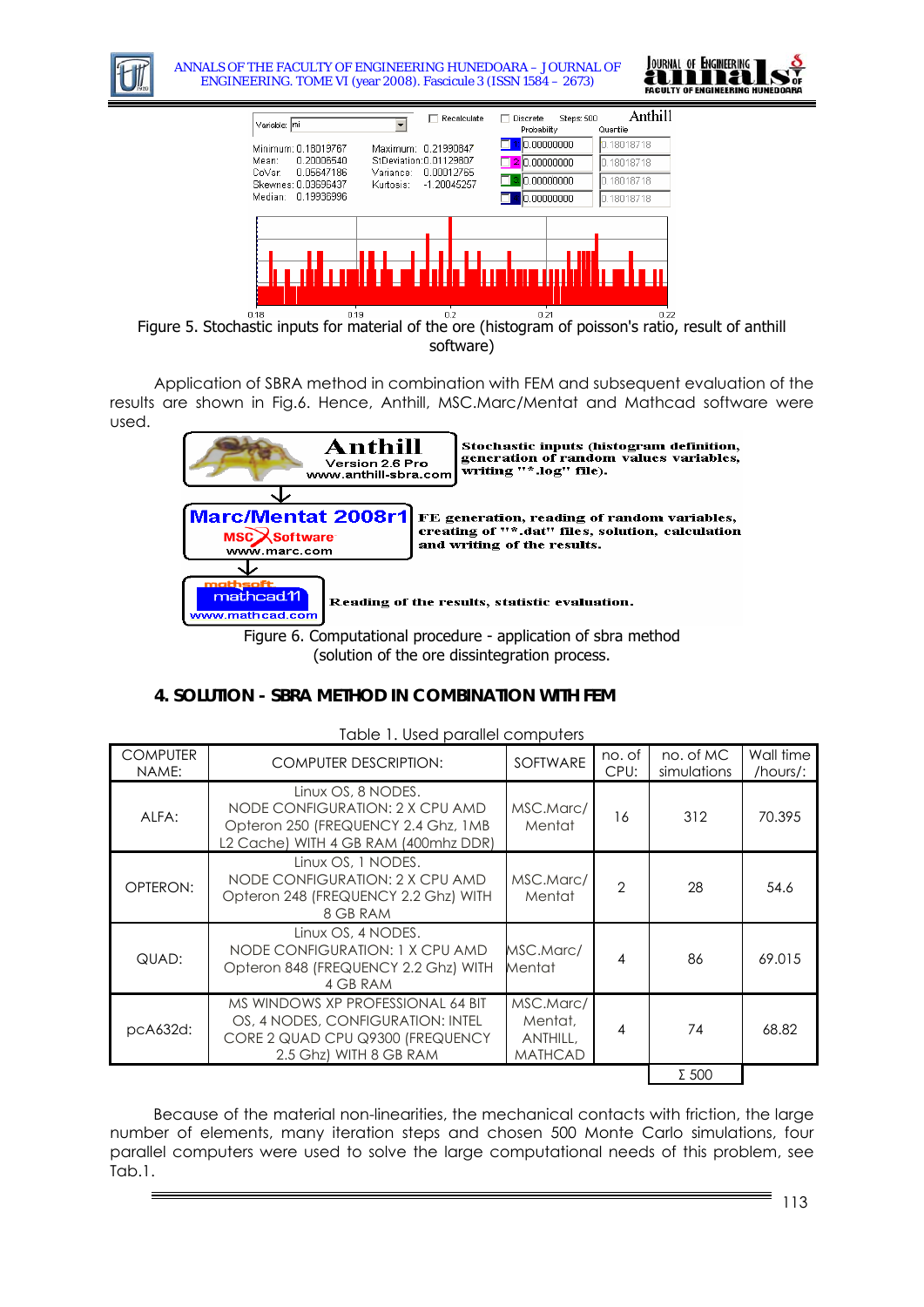Figure 5. Stochastic inputs for material of the ore (histogram of poisson's ratio, result of anthill software)

Application of SBRA method in combination with FEM and subsequent evaluation of the results are shown in Fig.6. Hence, Anthill, MSC.Marc/Mentat and Mathcad software were used.

Figure 6. Computational procedure - application of sbra method (solution of the ore dissintegration process).

## 4. SOLUTION - SBRA METHOD IN COMBINATION WITH FEM

Table 1. Used parallel computers

| COMPUTER NAME: | COMPUTER DESCRIPTION: | SOFTWARE | no. of CPU: | no. of MC simulations | Wall time /hours/: |
|---|---|---|---|---|---|
| ALFA: | Linux OS, 8 NODES. NODE CONFIGURATION: 2 X CPU AMD Opteron 250 (FREQUENCY 2.4 Ghz, 1MB L2 Cache) WITH 4 GB RAM (400mhz DDR) | MSC.Marc/ Mentat | 16 | 312 | 70.395 |
| OPTERON: | Linux OS, 1 NODES. NODE CONFIGURATION: 2 X CPU AMD Opteron 248 (FREQUENCY 2.2 Ghz) WITH 8 GB RAM | MSC.Marc/ Mentat | 2 | 28 | 54.6 |
| QUAD: | Linux OS, 4 NODES. NODE CONFIGURATION: 1 X CPU AMD Opteron 848 (FREQUENCY 2.2 Ghz) WITH 4 GB RAM | MSC.Marc/ Mentat | 4 | 86 | 69.015 |
| pcA632d: | MS WINDOWS XP PROFESSIONAL 64 BIT OS, 4 NODES, CONFIGURATION: INTEL CORE 2 QUAD CPU Q9300 (FREQUENCY 2.5 Ghz) WITH 8 GB RAM | MSC.Marc/ Mentat, ANTHILL, MATHCAD | 4 | 74 | 68.82 |
| | | | | Σ 500 | |

Because of the material non-linearities, the mechanical contacts with friction, the large number of elements, many iteration steps and chosen 500 Monte Carlo simulations, four parallel computers were used to solve the large computational needs of this problem, see Tab.1.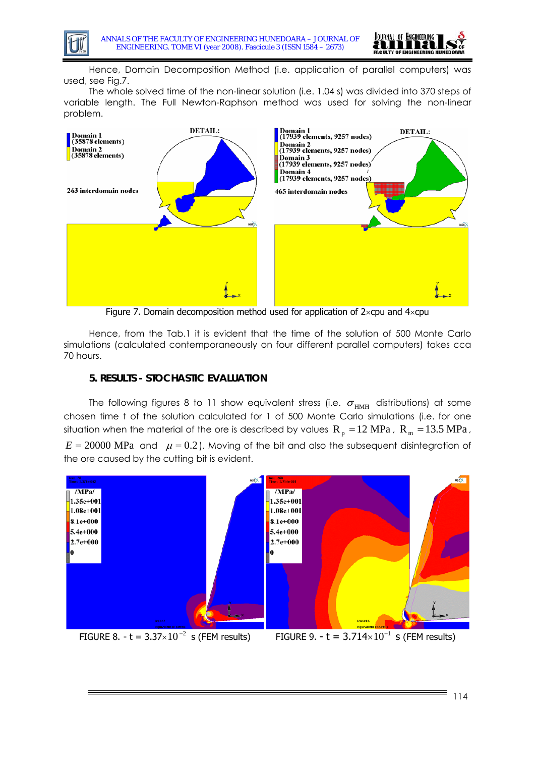Hence, Domain Decomposition Method (i.e. application of parallel computers) was used, see Fig.7.

The whole solved time of the non-linear solution (i.e. 1.04 s) was divided into 370 steps of variable length. The Full Newton-Raphson method was used for solving the non-linear problem.

Figure 7. Domain decomposition method used for application of 2×cpu and 4×cpu

Hence, from the Tab.1 it is evident that the time of the solution of 500 Monte Carlo simulations (calculated contemporaneously on four different parallel computers) takes cca 70 hours.

### 5. RESULTS - STOCHASTIC EVALUATION

The following figures 8 to 11 show equivalent stress (i.e. $\sigma_{HMH}$ distributions) at some chosen time t of the solution calculated for 1 of 500 Monte Carlo simulations (i.e. for one situation when the material of the ore is described by values $R_p = 12$ MPa, $R_m = 13.5$ MPa, $E = 20000$ MPa and $\mu = 0.2$). Moving of the bit and also the subsequent disintegration of the ore caused by the cutting bit is evident.

FIGURE 8. - t = $3.37 \times 10^{-2}$ s (FEM results)

FIGURE 9. - t = $3.714 \times 10^{-1}$ s (FEM results)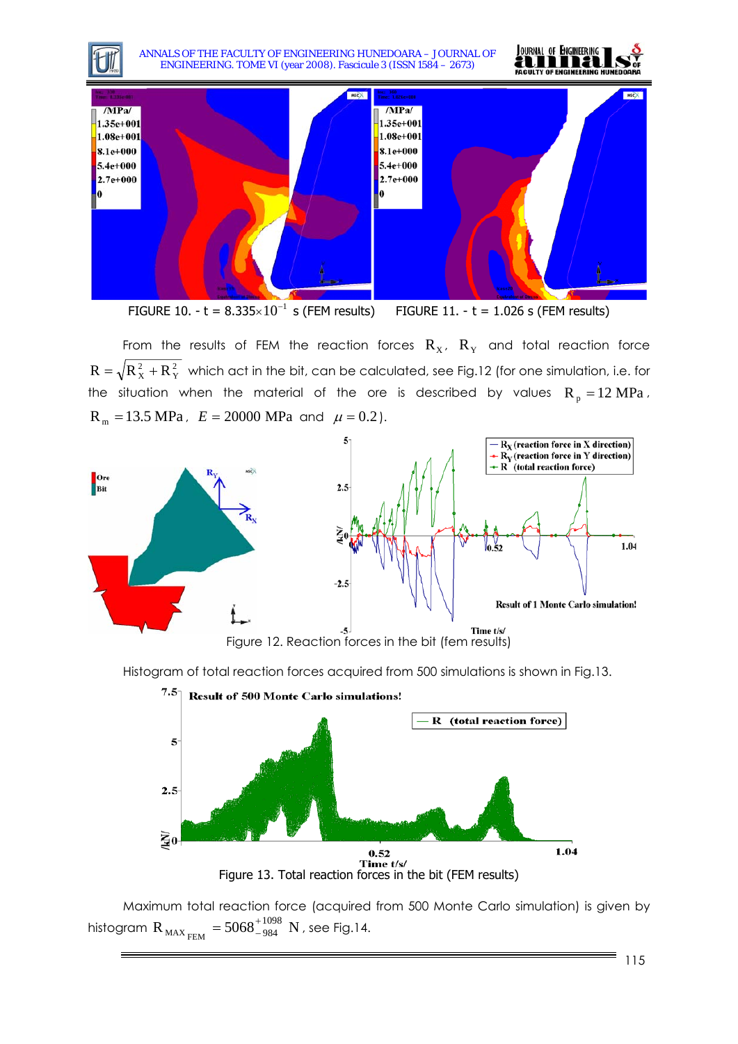FIGURE 10. - t = $8.335\times10^{-1}$ s (FEM results)  FIGURE 11. - t = 1.026 s (FEM results)

From the results of FEM the reaction forces $R_X$, $R_Y$ and total reaction force $R=\sqrt{R_X^2+R_Y^2}$ which act in the bit, can be calculated, see Fig.12 (for one simulation, i.e. for the situation when the material of the ore is described by values $R_p = 12\ \text{MPa}$, $R_m = 13.5\ \text{MPa}$, $E = 20000\ \text{MPa}$ and $\mu = 0.2$).

Figure 12. Reaction forces in the bit (fem results)

Histogram of total reaction forces acquired from 500 simulations is shown in Fig.13.

Figure 13. Total reaction forces in the bit (FEM results)

Maximum total reaction force (acquired from 500 Monte Carlo simulation) is given by histogram $R_{MAX\ FEM} = 5068^{+1098}_{-984}\ \text{N}$, see Fig.14.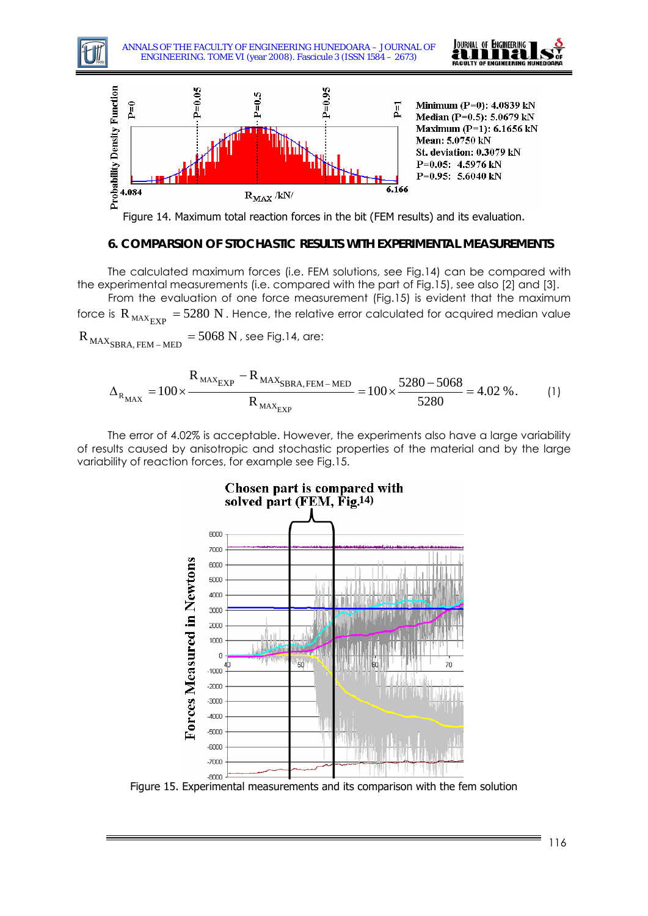Minimum (P=0): 4.0839 kN
Median (P=0.5): 5.0679 kN
Maximum (P=1): 6.1656 kN
Mean: 5.0750 kN
St. deviation: 0.3079 kN
P=0.05: 4.5976 kN
P=0.95: 5.6040 kN

Figure 14. Maximum total reaction forces in the bit (FEM results) and its evaluation.

### 6. COMPARSION OF STOCHASTIC RESULTS WITH EXPERIMENTAL MEASUREMENTS

The calculated maximum forces (i.e. FEM solutions, see Fig.14) can be compared with the experimental measurements (i.e. compared with the part of Fig.15), see also [2] and [3].

From the evaluation of one force measurement (Fig.15) is evident that the maximum force is $R_{MAX_{EXP}} = 5280\ \mathrm{N}$. Hence, the relative error calculated for acquired median value $R_{MAX_{SBRA,\,FEM-MED}} = 5068\ \mathrm{N}$, see Fig.14, are:

$$\Delta_{R_{MAX}} = 100 \times \frac{R_{MAX_{EXP}} - R_{MAX_{SBRA,\,FEM-MED}}}{R_{MAX_{EXP}}} = 100 \times \frac{5280 - 5068}{5280} = 4.02\ \%. \qquad (1)$$

The error of 4.02% is acceptable. However, the experiments also have a large variability of results caused by anisotropic and stochastic properties of the material and by the large variability of reaction forces, for example see Fig.15.

Chosen part is compared with solved part (FEM, Fig.14)

Figure 15. Experimental measurements and its comparison with the fem solution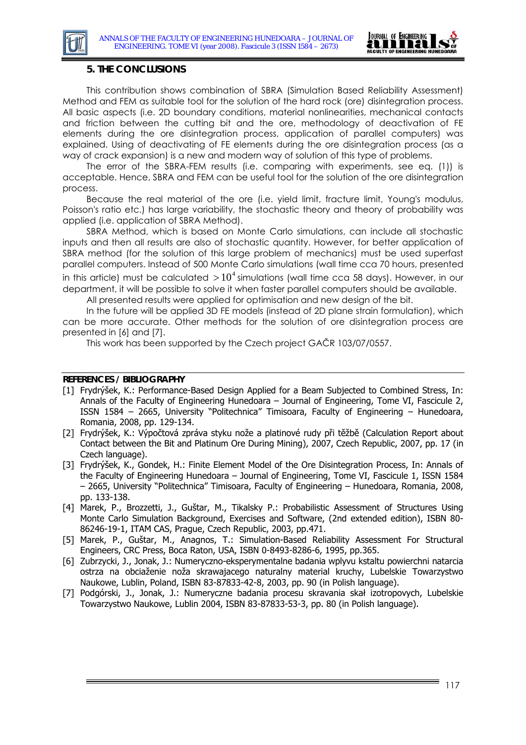## 5. THE CONCLUSIONS

This contribution shows combination of SBRA (Simulation Based Reliability Assessment) Method and FEM as suitable tool for the solution of the hard rock (ore) disintegration process. All basic aspects (i.e. 2D boundary conditions, material nonlinearities, mechanical contacts and friction between the cutting bit and the ore, methodology of deactivation of FE elements during the ore disintegration process, application of parallel computers) was explained. Using of deactivating of FE elements during the ore disintegration process (as a way of crack expansion) is a new and modern way of solution of this type of problems.

The error of the SBRA-FEM results (i.e. comparing with experiments, see eq. (1)) is acceptable. Hence, SBRA and FEM can be useful tool for the solution of the ore disintegration process.

Because the real material of the ore (i.e. yield limit, fracture limit, Young's modulus, Poisson's ratio etc.) has large variability, the stochastic theory and theory of probability was applied (i.e. application of SBRA Method).

SBRA Method, which is based on Monte Carlo simulations, can include all stochastic inputs and then all results are also of stochastic quantity. However, for better application of SBRA method (for the solution of this large problem of mechanics) must be used superfast parallel computers. Instead of 500 Monte Carlo simulations (wall time cca 70 hours, presented in this article) must be calculated $>10^4$ simulations (wall time cca 58 days). However, in our department, it will be possible to solve it when faster parallel computers should be available.

All presented results were applied for optimisation and new design of the bit.

In the future will be applied 3D FE models (instead of 2D plane strain formulation), which can be more accurate. Other methods for the solution of ore disintegration process are presented in [6] and [7].

This work has been supported by the Czech project GAČR 103/07/0557.

## REFERENCES / BIBLIOGRAPHY

[1] Frydrýšek, K.: Performance-Based Design Applied for a Beam Subjected to Combined Stress, In: Annals of the Faculty of Engineering Hunedoara – Journal of Engineering, Tome VI, Fascicule 2, ISSN 1584 – 2665, University "Politechnica" Timisoara, Faculty of Engineering – Hunedoara, Romania, 2008, pp. 129-134.

[2] Frydrýšek, K.: Výpočtová zpráva styku nože a platinové rudy při těžbě (Calculation Report about Contact between the Bit and Platinum Ore During Mining), 2007, Czech Republic, 2007, pp. 17 (in Czech language).

[3] Frydrýšek, K., Gondek, H.: Finite Element Model of the Ore Disintegration Process, In: Annals of the Faculty of Engineering Hunedoara – Journal of Engineering, Tome VI, Fascicule 1, ISSN 1584 – 2665, University "Politechnica" Timisoara, Faculty of Engineering – Hunedoara, Romania, 2008, pp. 133-138.

[4] Marek, P., Brozzetti, J., Guštar, M., Tikalsky P.: Probabilistic Assessment of Structures Using Monte Carlo Simulation Background, Exercises and Software, (2nd extended edition), ISBN 80-86246-19-1, ITAM CAS, Prague, Czech Republic, 2003, pp.471.

[5] Marek, P., Guštar, M., Anagnos, T.: Simulation-Based Reliability Assessment For Structural Engineers, CRC Press, Boca Raton, USA, ISBN 0-8493-8286-6, 1995, pp.365.

[6] Zubrzycki, J., Jonak, J.: Numeryczno-eksperymentalne badania wplywu ksztaltu powierchni natarcia ostrza na obciaženie noža skrawajacego naturalny material kruchy, Lubelskie Towarzystwo Naukowe, Lublin, Poland, ISBN 83-87833-42-8, 2003, pp. 90 (in Polish language).

[7] Podgórski, J., Jonak, J.: Numeryczne badania procesu skravania skał izotropovych, Lubelskie Towarzystwo Naukowe, Lublin 2004, ISBN 83-87833-53-3, pp. 80 (in Polish language).